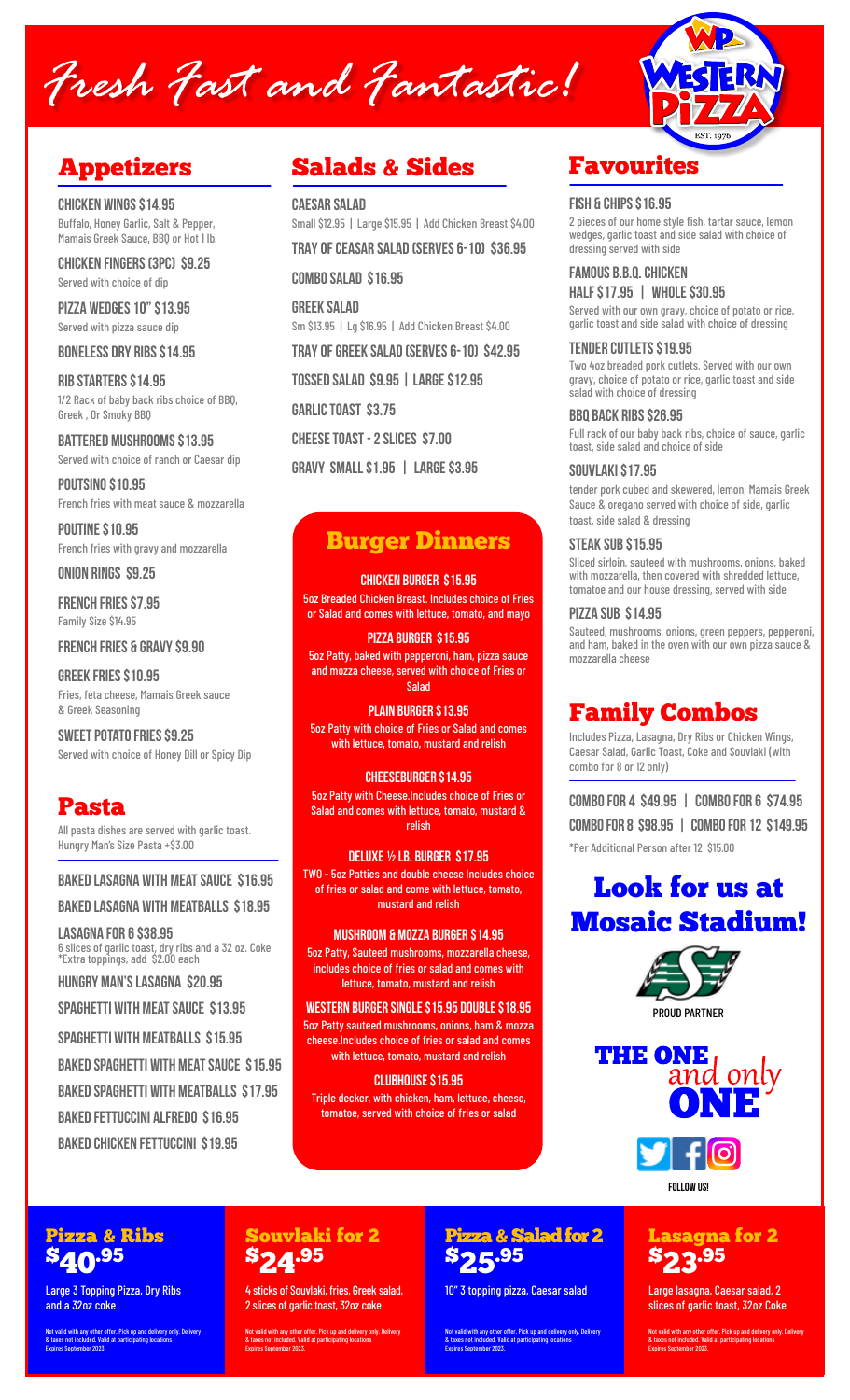# Fresh Fast and Fantastic!

WP WESTERN PIZZA EST. 1976

## Appetizers

**CHICKEN WINGS $14.95**
Buffalo, Honey Garlic, Salt & Pepper, Mamais Greek Sauce, BBQ or Hot 1 lb.

**CHICKEN FINGERS (3PC) $9.25**
Served with choice of dip

**PIZZA WEDGES 10" $13.95**
Served with pizza sauce dip

**BONELESS DRY RIBS $14.95**

**RIB STARTERS $14.95**
1/2 Rack of baby back ribs choice of BBQ, Greek , Or Smoky BBQ

**BATTERED MUSHROOMS $13.95**
Served with choice of ranch or Caesar dip

**POUTSINO $10.95**
French fries with meat sauce & mozzarella

**POUTINE $10.95**
French fries with gravy and mozzarella

**ONION RINGS $9.25**

**FRENCH FRIES $7.95**
Family Size $14.95

**FRENCH FRIES & GRAVY $9.90**

**GREEK FRIES $10.95**
Fries, feta cheese, Mamais Greek sauce & Greek Seasoning

**SWEET POTATO FRIES $9.25**
Served with choice of Honey Dill or Spicy Dip

## Pasta

All pasta dishes are served with garlic toast.
Hungry Man's Size Pasta +$3.00

**BAKED LASAGNA WITH MEAT SAUCE $16.95**

**BAKED LASAGNA WITH MEATBALLS $18.95**

**LASAGNA FOR 6 $38.95**
6 slices of garlic toast, dry ribs and a 32 oz. Coke
*Extra toppings, add $2.00 each

**HUNGRY MAN'S LASAGNA $20.95**

**SPAGHETTI WITH MEAT SAUCE $13.95**

**SPAGHETTI WITH MEATBALLS $15.95**

**BAKED SPAGHETTI WITH MEAT SAUCE $15.95**

**BAKED SPAGHETTI WITH MEATBALLS $17.95**

**BAKED FETTUCCINI ALFREDO $16.95**

**BAKED CHICKEN FETTUCCINI $19.95**

## Salads & Sides

**CAESAR SALAD**
Small $12.95 | Large $15.95 | Add Chicken Breast $4.00

**TRAY OF CEASAR SALAD (SERVES 6-10) $36.95**

**COMBO SALAD $16.95**

**GREEK SALAD**
Sm $13.95 | Lg $16.95 | Add Chicken Breast $4.00

**TRAY OF GREEK SALAD (SERVES 6-10) $42.95**

**TOSSED SALAD $9.95 | LARGE $12.95**

**GARLIC TOAST $3.75**

**CHEESE TOAST - 2 SLICES $7.00**

**GRAVY SMALL $1.95 | LARGE $3.95**

## Burger Dinners

**CHICKEN BURGER $15.95**
5oz Breaded Chicken Breast. Includes choice of Fries or Salad and comes with lettuce, tomato, and mayo

**PIZZA BURGER $15.95**
5oz Patty, baked with pepperoni, ham, pizza sauce and mozza cheese, served with choice of Fries or Salad

**PLAIN BURGER $13.95**
5oz Patty with choice of Fries or Salad and comes with lettuce, tomato, mustard and relish

**CHEESEBURGER $14.95**
5oz Patty with Cheese.Includes choice of Fries or Salad and comes with lettuce, tomato, mustard & relish

**DELUXE ½ LB. BURGER $17.95**
TWO - 5oz Patties and double cheese Includes choice of fries or salad and come with lettuce, tomato, mustard and relish

**MUSHROOM & MOZZA BURGER $14.95**
5oz Patty, Sauteed mushrooms, mozzarella cheese, includes choice of fries or salad and comes with lettuce, tomato, mustard and relish

**WESTERN BURGER SINGLE $15.95 DOUBLE $18.95**
5oz Patty sauteed mushrooms, onions, ham & mozza cheese.Includes choice of fries or salad and comes with lettuce, tomato, mustard and relish

**CLUBHOUSE $15.95**
Triple decker, with chicken, ham, lettuce, cheese, tomatoe, served with choice of fries or salad

## Favourites

**FISH & CHIPS $16.95**
2 pieces of our home style fish, tartar sauce, lemon wedges, garlic toast and side salad with choice of dressing served with side

**FAMOUS B.B.Q. CHICKEN**
**HALF $17.95 | WHOLE $30.95**
Served with our own gravy, choice of potato or rice, garlic toast and side salad with choice of dressing

**TENDER CUTLETS $19.95**
Two 4oz breaded pork cutlets. Served with our own gravy, choice of potato or rice, garlic toast and side salad with choice of dressing

**BBQ BACK RIBS $26.95**
Full rack of our baby back ribs, choice of sauce, garlic toast, side salad and choice of side

**SOUVLAKI $17.95**
tender pork cubed and skewered, lemon, Mamais Greek Sauce & oregano served with choice of side, garlic toast, side salad & dressing

**STEAK SUB $15.95**
Sliced sirloin, sauteed with mushrooms, onions, baked with mozzarella, then covered with shredded lettuce, tomatoe and our house dressing, served with side

**PIZZA SUB $14.95**
Sauteed, mushrooms, onions, green peppers, pepperoni, and ham, baked in the oven with our own pizza sauce & mozzarella cheese

## Family Combos

Includes Pizza, Lasagna, Dry Ribs or Chicken Wings, Caesar Salad, Garlic Toast, Coke and Souvlaki (with combo for 8 or 12 only)

**COMBO FOR 4 $49.95 | COMBO FOR 6 $74.95**

**COMBO FOR 8 $98.95 | COMBO FOR 12 $149.95**

*Per Additional Person after 12 $15.00

## Look for us at Mosaic Stadium!

PROUD PARTNER

THE ONE and only ONE

FOLLOW US!

## Pizza & Ribs $40.95

Large 3 Topping Pizza, Dry Ribs and a 32oz coke

Not valid with any other offer. Pick up and delivery only. Delivery & taxes not included. Valid at participating locations Expires September 2023.

## Souvlaki for 2 $24.95

4 sticks of Souvlaki, fries, Greek salad, 2 slices of garlic toast, 32oz coke

Not valid with any other offer. Pick up and delivery only. Delivery & taxes not included. Valid at participating locations Expires September 2023.

## Pizza & Salad for 2 $25.95

10" 3 topping pizza, Caesar salad

Not valid with any other offer. Pick up and delivery only. Delivery & taxes not included. Valid at participating locations Expires September 2023.

## Lasagna for 2 $23.95

Large lasagna, Caesar salad, 2 slices of garlic toast, 32oz Coke

Not valid with any other offer. Pick up and delivery only. Delivery & taxes not included. Valid at participating locations Expires September 2023.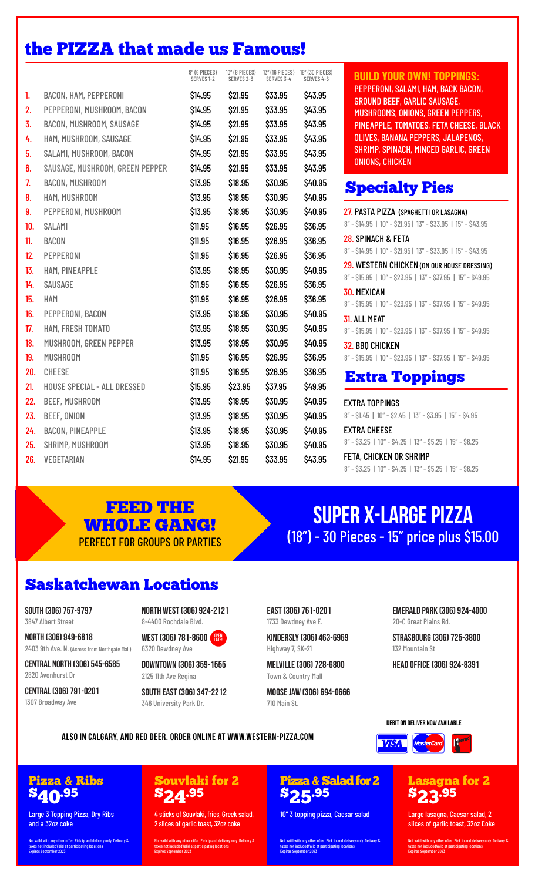# the PIZZA that made us Famous!

| | | 8" (6 PIECES) SERVES 1-2 | 10" (8 PIECES) SERVES 2-3 | 13" (16 PIECES) SERVES 3-4 | 15" (30 PIECES) SERVES 4-6 |
|---|---|---|---|---|---|
| 1. | BACON, HAM, PEPPERONI | $14.95 | $21.95 | $33.95 | $43.95 |
| 2. | PEPPERONI, MUSHROOM, BACON | $14.95 | $21.95 | $33.95 | $43.95 |
| 3. | BACON, MUSHROOM, SAUSAGE | $14.95 | $21.95 | $33.95 | $43.95 |
| 4. | HAM, MUSHROOM, SAUSAGE | $14.95 | $21.95 | $33.95 | $43.95 |
| 5. | SALAMI, MUSHROOM, BACON | $14.95 | $21.95 | $33.95 | $43.95 |
| 6. | SAUSAGE, MUSHROOM, GREEN PEPPER | $14.95 | $21.95 | $33.95 | $43.95 |
| 7. | BACON, MUSHROOM | $13.95 | $18.95 | $30.95 | $40.95 |
| 8. | HAM, MUSHROOM | $13.95 | $18.95 | $30.95 | $40.95 |
| 9. | PEPPERONI, MUSHROOM | $13.95 | $18.95 | $30.95 | $40.95 |
| 10. | SALAMI | $11.95 | $16.95 | $26.95 | $36.95 |
| 11. | BACON | $11.95 | $16.95 | $26.95 | $36.95 |
| 12. | PEPPERONI | $11.95 | $16.95 | $26.95 | $36.95 |
| 13. | HAM, PINEAPPLE | $13.95 | $18.95 | $30.95 | $40.95 |
| 14. | SAUSAGE | $11.95 | $16.95 | $26.95 | $36.95 |
| 15. | HAM | $11.95 | $16.95 | $26.95 | $36.95 |
| 16. | PEPPERONI, BACON | $13.95 | $18.95 | $30.95 | $40.95 |
| 17. | HAM, FRESH TOMATO | $13.95 | $18.95 | $30.95 | $40.95 |
| 18. | MUSHROOM, GREEN PEPPER | $13.95 | $18.95 | $30.95 | $40.95 |
| 19. | MUSHROOM | $11.95 | $16.95 | $26.95 | $36.95 |
| 20. | CHEESE | $11.95 | $16.95 | $26.95 | $36.95 |
| 21. | HOUSE SPECIAL - ALL DRESSED | $15.95 | $23.95 | $37.95 | $49.95 |
| 22. | BEEF, MUSHROOM | $13.95 | $18.95 | $30.95 | $40.95 |
| 23. | BEEF, ONION | $13.95 | $18.95 | $30.95 | $40.95 |
| 24. | BACON, PINEAPPLE | $13.95 | $18.95 | $30.95 | $40.95 |
| 25. | SHRIMP, MUSHROOM | $13.95 | $18.95 | $30.95 | $40.95 |
| 26. | VEGETARIAN | $14.95 | $21.95 | $33.95 | $43.95 |

### BUILD YOUR OWN! TOPPINGS:

PEPPERONI, SALAMI, HAM, BACK BACON, GROUND BEEF, GARLIC SAUSAGE, MUSHROOMS, ONIONS, GREEN PEPPERS, PINEAPPLE, TOMATOES, FETA CHEESE, BLACK OLIVES, BANANA PEPPERS, JALAPENOS, SHRIMP, SPINACH, MINCED GARLIC, GREEN ONIONS, CHICKEN

## Specialty Pies

**27.** PASTA PIZZA (SPAGHETTI OR LASAGNA)
8" - $14.95 | 10" - $21.95 | 13" - $33.95 | 15" - $43.95

**28.** SPINACH & FETA
8" - $14.95 | 10" - $21.95 | 13" - $33.95 | 15" - $43.95

**29.** WESTERN CHICKEN (ON OUR HOUSE DRESSING)
8" - $15.95 | 10" - $23.95 | 13" - $37.95 | 15" - $49.95

**30.** MEXICAN
8" - $15.95 | 10" - $23.95 | 13" - $37.95 | 15" - $49.95

**31.** ALL MEAT
8" - $15.95 | 10" - $23.95 | 13" - $37.95 | 15" - $49.95

**32.** BBQ CHICKEN
8" - $15.95 | 10" - $23.95 | 13" - $37.95 | 15" - $49.95

## Extra Toppings

EXTRA TOPPINGS
8" - $1.45 | 10" - $2.45 | 13" - $3.95 | 15" - $4.95

EXTRA CHEESE
8" - $3.25 | 10" - $4.25 | 13" - $5.25 | 15" - $6.25

FETA, CHICKEN OR SHRIMP
8" - $3.25 | 10" - $4.25 | 13" - $5.25 | 15" - $6.25

**FEED THE WHOLE GANG!**
PERFECT FOR GROUPS OR PARTIES

## SUPER X-LARGE PIZZA
(18") - 30 Pieces - 15" price plus $15.00

## Saskatchewan Locations

**SOUTH (306) 757-9797**
3847 Albert Street

**NORTH (306) 949-6818**
2403 9th Ave. N. (Across from Northgate Mall)

**CENTRAL NORTH (306) 545-6585**
2820 Avonhurst Dr

**CENTRAL (306) 791-0201**
1307 Broadway Ave

**NORTH WEST (306) 924-2121**
8-4400 Rochdale Blvd.

**WEST (306) 781-8600** OPEN LATE!
6320 Dewdney Ave

**DOWNTOWN (306) 359-1555**
2125 11th Ave Regina

**SOUTH EAST (306) 347-2212**
346 University Park Dr.

**EAST (306) 761-0201**
1733 Dewdney Ave E.

**KINDERSLY (306) 463-6969**
Highway 7, SK-21

**MELVILLE (306) 728-6800**
Town & Country Mall

**MOOSE JAW (306) 694-0666**
710 Main St.

**EMERALD PARK (306) 924-4000**
20-C Great Plains Rd.

**STRASBOURG (306) 725-3800**
132 Mountain St

**HEAD OFFICE (306) 924-8391**

DEBIT ON DELIVER NOW AVAILABLE

ALSO IN CALGARY, AND RED DEER. ORDER ONLINE AT WWW.WESTERN-PIZZA.COM

### Pizza & Ribs $40.95
Large 3 Topping Pizza, Dry Ribs and a 32oz coke

Not valid with any other offer. Pick up and delivery only. Delivery & taxes not included. Valid at participating locations. Expires September 2023

### Souvlaki for 2 $24.95
4 sticks of Souvlaki, fries, Greek salad, 2 slices of garlic toast, 32oz coke

Not valid with any other offer. Pick up and delivery only. Delivery & taxes not included. Valid at participating locations. Expires September 2023

### Pizza & Salad for 2 $25.95
10" 3 topping pizza, Caesar salad

Not valid with any other offer. Pick up and delivery only. Delivery & taxes not included. Valid at participating locations. Expires September 2023

### Lasagna for 2 $23.95
Large lasagna, Caesar salad, 2 slices of garlic toast, 32oz Coke

Not valid with any other offer. Pick up and delivery only. Delivery & taxes not included. Valid at participating locations. Expires September 2023